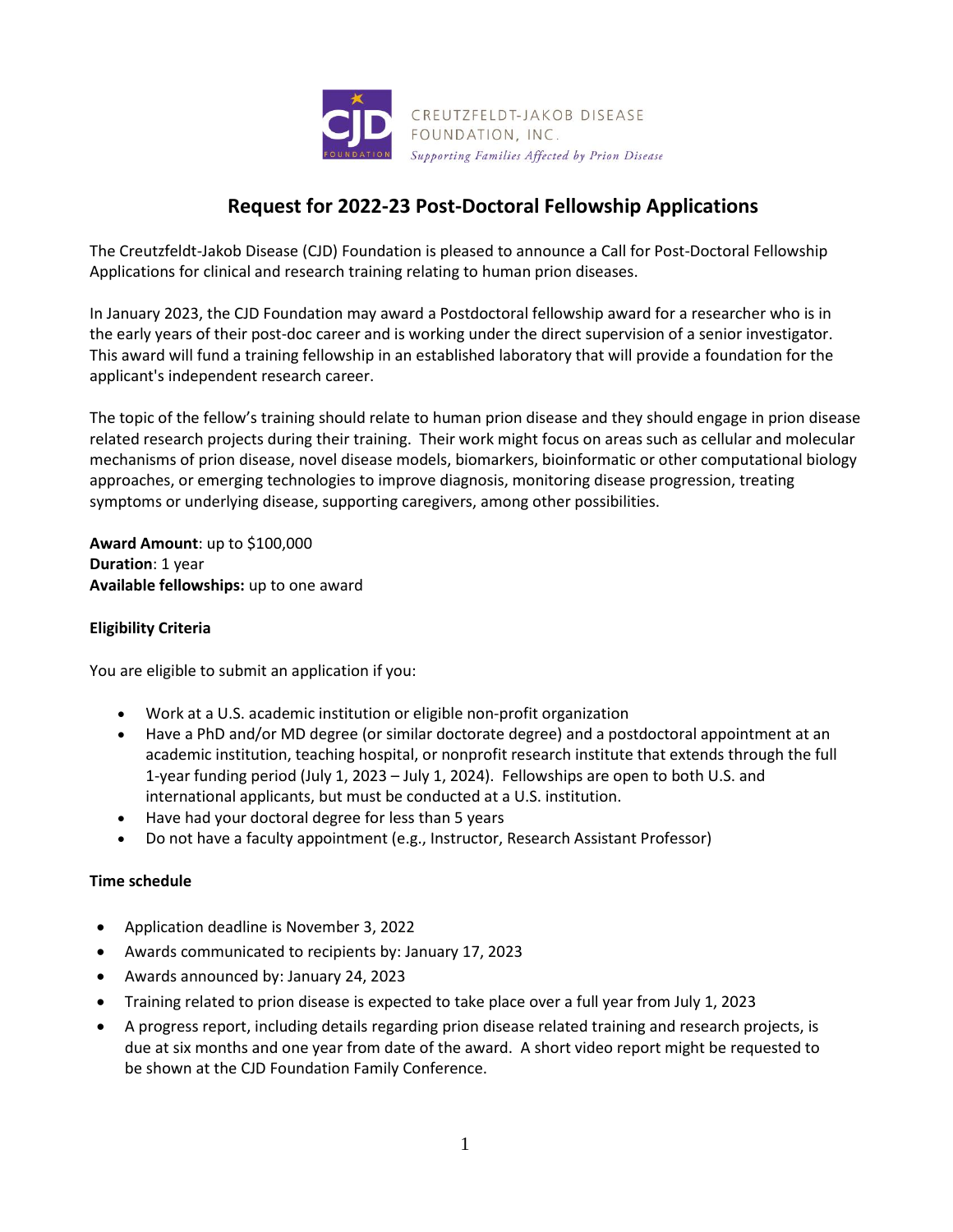CREUTZFELDT-JAKOB DISEASE FOUNDATION, INC.

*Supporting Families Affected by Prion Disease*

# Request for 2022-23 Post-Doctoral Fellowship Applications

The Creutzfeldt-Jakob Disease (CJD) Foundation is pleased to announce a Call for Post-Doctoral Fellowship Applications for clinical and research training relating to human prion diseases.

In January 2023, the CJD Foundation may award a Postdoctoral fellowship award for a researcher who is in the early years of their post-doc career and is working under the direct supervision of a senior investigator. This award will fund a training fellowship in an established laboratory that will provide a foundation for the applicant's independent research career.

The topic of the fellow's training should relate to human prion disease and they should engage in prion disease related research projects during their training. Their work might focus on areas such as cellular and molecular mechanisms of prion disease, novel disease models, biomarkers, bioinformatic or other computational biology approaches, or emerging technologies to improve diagnosis, monitoring disease progression, treating symptoms or underlying disease, supporting caregivers, among other possibilities.

**Award Amount**: up to $100,000
**Duration**: 1 year
**Available fellowships:** up to one award

**Eligibility Criteria**

You are eligible to submit an application if you:

- Work at a U.S. academic institution or eligible non-profit organization
- Have a PhD and/or MD degree (or similar doctorate degree) and a postdoctoral appointment at an academic institution, teaching hospital, or nonprofit research institute that extends through the full 1-year funding period (July 1, 2023 – July 1, 2024). Fellowships are open to both U.S. and international applicants, but must be conducted at a U.S. institution.
- Have had your doctoral degree for less than 5 years
- Do not have a faculty appointment (e.g., Instructor, Research Assistant Professor)

**Time schedule**

- Application deadline is November 3, 2022
- Awards communicated to recipients by: January 17, 2023
- Awards announced by: January 24, 2023
- Training related to prion disease is expected to take place over a full year from July 1, 2023
- A progress report, including details regarding prion disease related training and research projects, is due at six months and one year from date of the award. A short video report might be requested to be shown at the CJD Foundation Family Conference.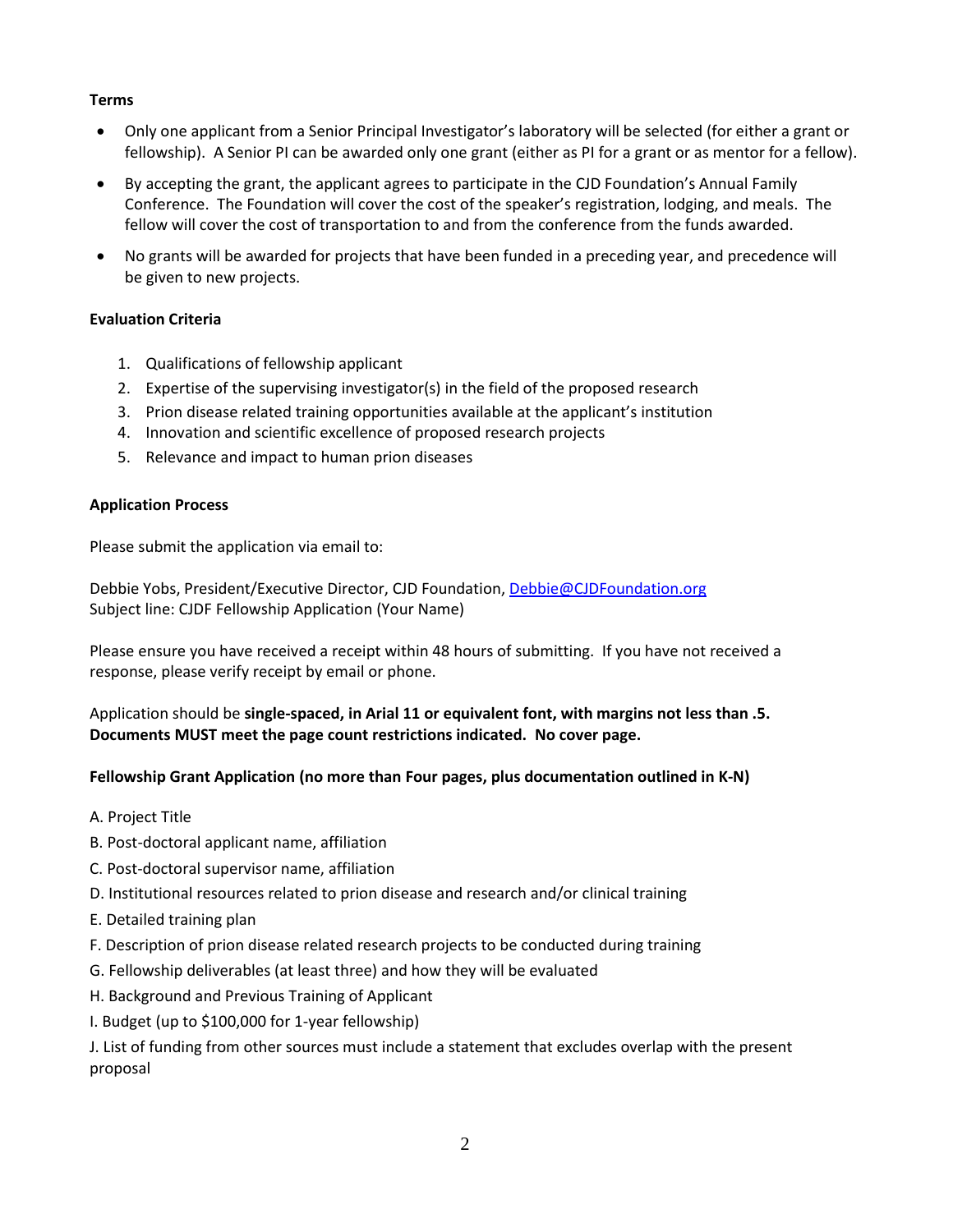**Terms**

- Only one applicant from a Senior Principal Investigator's laboratory will be selected (for either a grant or fellowship). A Senior PI can be awarded only one grant (either as PI for a grant or as mentor for a fellow).
- By accepting the grant, the applicant agrees to participate in the CJD Foundation's Annual Family Conference. The Foundation will cover the cost of the speaker's registration, lodging, and meals. The fellow will cover the cost of transportation to and from the conference from the funds awarded.
- No grants will be awarded for projects that have been funded in a preceding year, and precedence will be given to new projects.

**Evaluation Criteria**

1. Qualifications of fellowship applicant
2. Expertise of the supervising investigator(s) in the field of the proposed research
3. Prion disease related training opportunities available at the applicant's institution
4. Innovation and scientific excellence of proposed research projects
5. Relevance and impact to human prion diseases

**Application Process**

Please submit the application via email to:

Debbie Yobs, President/Executive Director, CJD Foundation, Debbie@CJDFoundation.org
Subject line: CJDF Fellowship Application (Your Name)

Please ensure you have received a receipt within 48 hours of submitting. If you have not received a response, please verify receipt by email or phone.

Application should be **single-spaced, in Arial 11 or equivalent font, with margins not less than .5. Documents MUST meet the page count restrictions indicated. No cover page.**

**Fellowship Grant Application (no more than Four pages, plus documentation outlined in K-N)**

A. Project Title

B. Post-doctoral applicant name, affiliation

C. Post-doctoral supervisor name, affiliation

D. Institutional resources related to prion disease and research and/or clinical training

E. Detailed training plan

F. Description of prion disease related research projects to be conducted during training

G. Fellowship deliverables (at least three) and how they will be evaluated

H. Background and Previous Training of Applicant

I. Budget (up to $100,000 for 1-year fellowship)

J. List of funding from other sources must include a statement that excludes overlap with the present proposal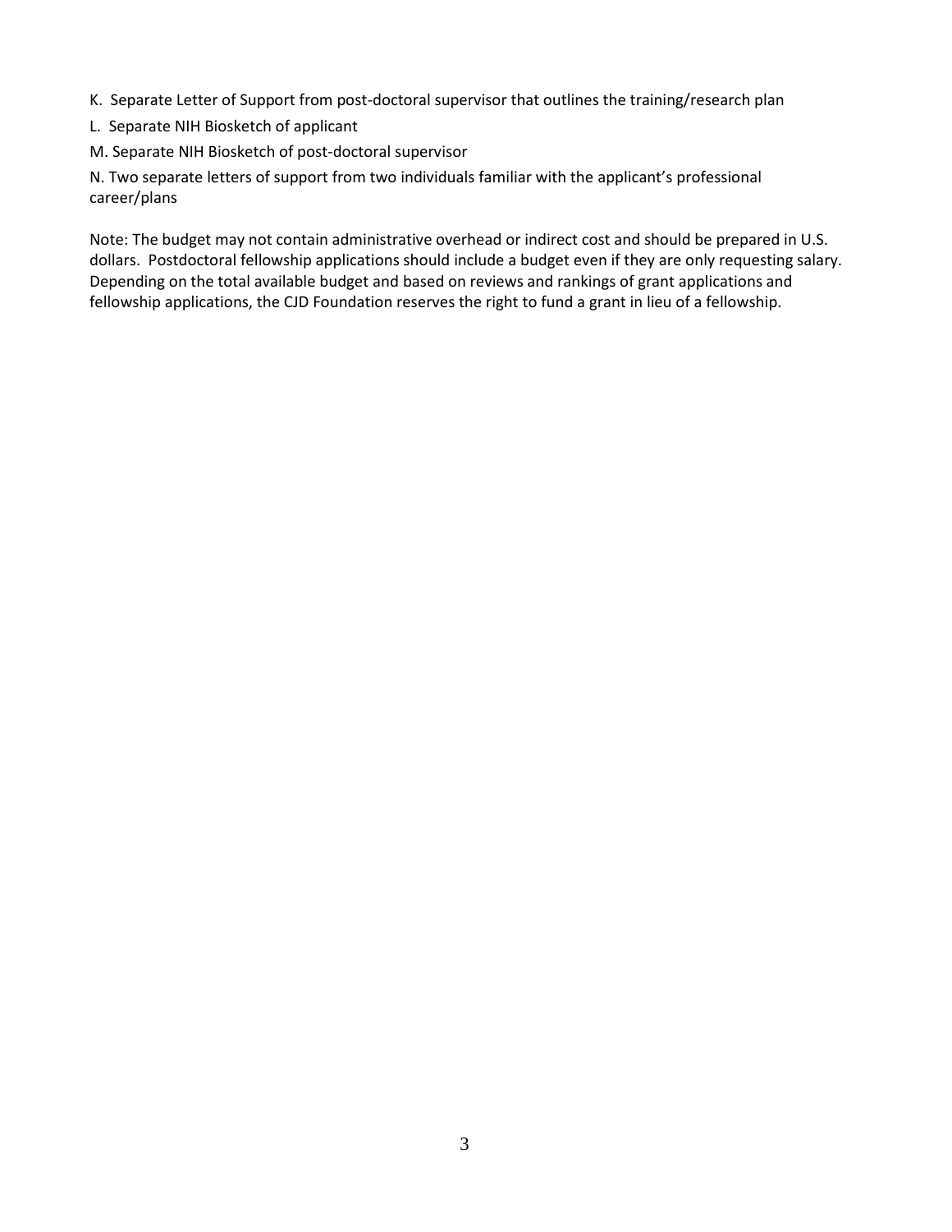K. Separate Letter of Support from post-doctoral supervisor that outlines the training/research plan

L. Separate NIH Biosketch of applicant

M. Separate NIH Biosketch of post-doctoral supervisor

N. Two separate letters of support from two individuals familiar with the applicant's professional career/plans

Note: The budget may not contain administrative overhead or indirect cost and should be prepared in U.S. dollars. Postdoctoral fellowship applications should include a budget even if they are only requesting salary. Depending on the total available budget and based on reviews and rankings of grant applications and fellowship applications, the CJD Foundation reserves the right to fund a grant in lieu of a fellowship.